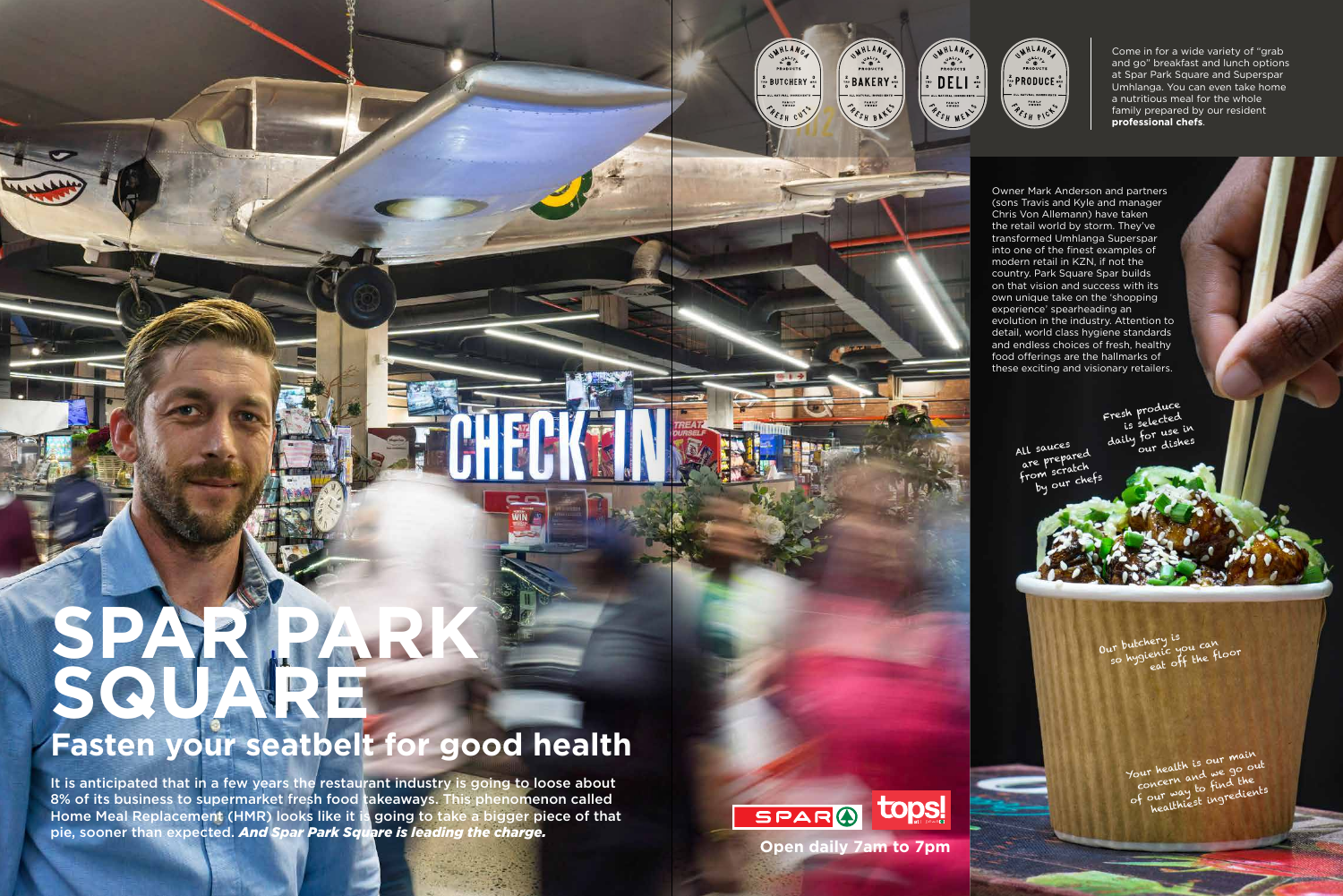# SPAR PARK SQUARE

## Fasten your seatbelt for good health

It is anticipated that in a few years the restaurant industry is going to loose about 8% of its business to supermarket fresh food takeaways. This phenomenon called Home Meal Replacement (HMR) looks like it is going to take a bigger piece of that pie, sooner than expected. ***And Spar Park Square is leading the charge.***

Come in for a wide variety of "grab and go" breakfast and lunch options at Spar Park Square and Superspar Umhlanga. You can even take home a nutritious meal for the whole family prepared by our resident **professional chefs**.

Owner Mark Anderson and partners (sons Travis and Kyle and manager Chris Von Allemann) have taken the retail world by storm. They've transformed Umhlanga Superspar into one of the finest examples of modern retail in KZN, if not the country. Park Square Spar builds on that vision and success with its own unique take on the 'shopping experience' spearheading an evolution in the industry. Attention to detail, world class hygiene standards and endless choices of fresh, healthy food offerings are the hallmarks of these exciting and visionary retailers.

All sauces are prepared from scratch by our chefs

Fresh produce is selected daily for use in our dishes

Our butchery is so hygienic you can eat off the floor

Your health is our main concern and we go out of our way to find the healthiest ingredients

Open daily 7am to 7pm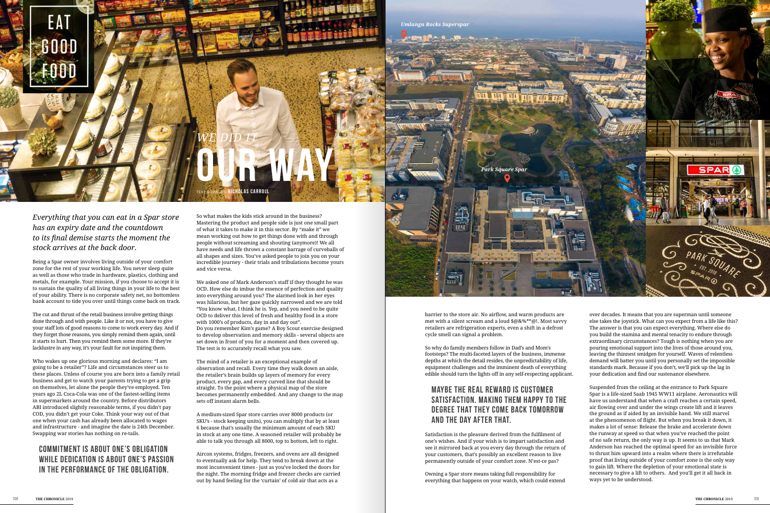EAT GOOD FOOD

*WE DID IT*

# OUR WAY

TEXT & IMAGES: **NICHOLAS CARROLL**

*Everything that you can eat in a Spar store has an expiry date and the countdown to its final demise starts the moment the stock arrives at the back door.*

Being a Spar owner involves living outside of your comfort zone for the rest of your working life. You never sleep quite as well as those who trade in hardware, plastics, clothing and metals, for example. Your mission, if you choose to accept it is to sustain the quality of all living things in your life to the best of your ability. There is no corporate safety net, no bottomless bank account to tide you over until things come back on track.

The cut and thrust of the retail business involve getting things done through and with people. Like it or not, you have to give your staff lots of good reasons to come to work every day. And if they forget those reasons, you simply remind them again, until it starts to hurt. Then you remind them some more. If they're lacklustre in any way, it's your fault for not inspiring them.

Who wakes up one glorious morning and declares: "I am going to be a retailer"? Life and circumstances steer us to these places. Unless of course you are born into a family retail business and get to watch your parents trying to get a grip on themselves, let alone the people they've employed. Ten years ago 2L Coca-Cola was one of the fastest-selling items in supermarkets around the country. Before distributors ABI introduced slightly reasonable terms, if you didn't pay COD, you didn't get your Coke. Think your way out of that one when your cash has already been allocated to wages and infrastructure - and imagine the date is 24th December. Swapping war stories has nothing on re-tails.

## COMMITMENT IS ABOUT ONE'S OBLIGATION WHILE DEDICATION IS ABOUT ONE'S PASSION IN THE PERFORMANCE OF THE OBLIGATION.

So what makes the kids stick around in the business? Mastering the product and people side is just one small part of what it takes to make it in this sector. By "make it" we mean working out how to get things done with and through people without screaming and shouting (anymore)! We all have needs and life throws a constant barrage of curveballs of all shapes and sizes. You've asked people to join you on your incredible journey - their trials and tribulations become yours and vice versa.

We asked one of Mark Anderson's staff if they thought he was OCD. How else do you imbue the essence of perfection and quality into everything around you? The alarmed look in her eyes was hilarious, but her gaze quickly narrowed and we are told "You know what, I think he is. Yep, and you need to be quite OCD to deliver this level of fresh and healthy food in a store with 1000's of products, day in and day out".
Do you remember Kim's game? A Boy Scout exercise designed to develop observation and memory skills - several objects are set down in front of you for a moment and then covered up. The test is to accurately recall what you saw.

The mind of a retailer is an exceptional example of observation and recall. Every time they walk down an aisle, the retailer's brain builds up layers of memory for every product, every gap, and every curved line that should be straight. To the point where a physical map of the store becomes permanently embedded. And any change to the map sets off instant alarm bells.

A medium-sized Spar store carries over 8000 products (or SKU's - stock keeping units), you can multiply that by at least 6 because that's usually the minimum amount of each SKU in stock at any one time. A seasoned retailer will probably be able to talk you through all 8000, top to bottom, left to right.

Aircon systems, fridges, freezers, and ovens are all designed to eventually ask for help. They tend to break down at the most inconvenient times - just as you've locked the doors for the night. The morning fridge and freezer checks are carried out by hand feeling for the 'curtain' of cold air that acts as a barrier to the store air. No airflow, and warm products are met with a silent scream and a loud $@&%**@!. Most savvy retailers are refrigeration experts, even a shift in a defrost cycle smell can signal a problem.

So why do family members follow in Dad's and Mom's footsteps? The multi-faceted layers of the business, immense depths at which the detail resides, the unpredictability of life, equipment challenges and the imminent death of everything edible should turn the lights off in any self-respecting applicant.

## MAYBE THE REAL REWARD IS CUSTOMER SATISFACTION. MAKING THEM HAPPY TO THE DEGREE THAT THEY COME BACK TOMORROW AND THE DAY AFTER THAT.

Satisfaction is the pleasure derived from the fulfilment of one's wishes. And if your wish is to impart satisfaction and see it mirrored back at you every day through the return of your customers, that's possibly an excellent reason to live permanently outside of your comfort zone. N'est-ce pas?

Owning a Spar store means taking full responsibility for everything that happens on your watch, which could extend over decades. It means that you are superman until someone else takes the joystick. What can you expect from a life like this? The answer is that you can expect everything. Where else do you build the stamina and mental tenacity to endure through extraordinary circumstances? Tough is nothing when you are pouring emotional support into the lives of those around you, leaving the thinnest smidgen for yourself. Waves of relentless demand will batter you until you personally set the impossible standards mark. Because if you don't, we'll pick up the lag in your dedication and find our sustenance elsewhere.

Suspended from the ceiling at the entrance to Park Square Spar is a life-sized Saab 1945 WW11 airplane. Aeronautics will have us understand that when a craft reaches a certain speed, air flowing over and under the wings create lift and it leaves the ground as if aided by an invisible hand. We still marvel at the phenomenon of flight. But when you break it down, it makes a lot of sense: Release the brake and accelerate down the runway at speed so that when you've reached the point of no safe return, the only way is up. It seems to us that Mark Anderson has reached the optimal speed for an invisible force to thrust him upward into a realm where there is irrefutable proof that living outside of your comfort zone is the only way to gain lift. Where the depletion of your emotional state is necessary to give a lift to others. And you'll get it all back in ways yet to be understood.

*Umlanga Rocks Superspar*

*Park Square Spar*